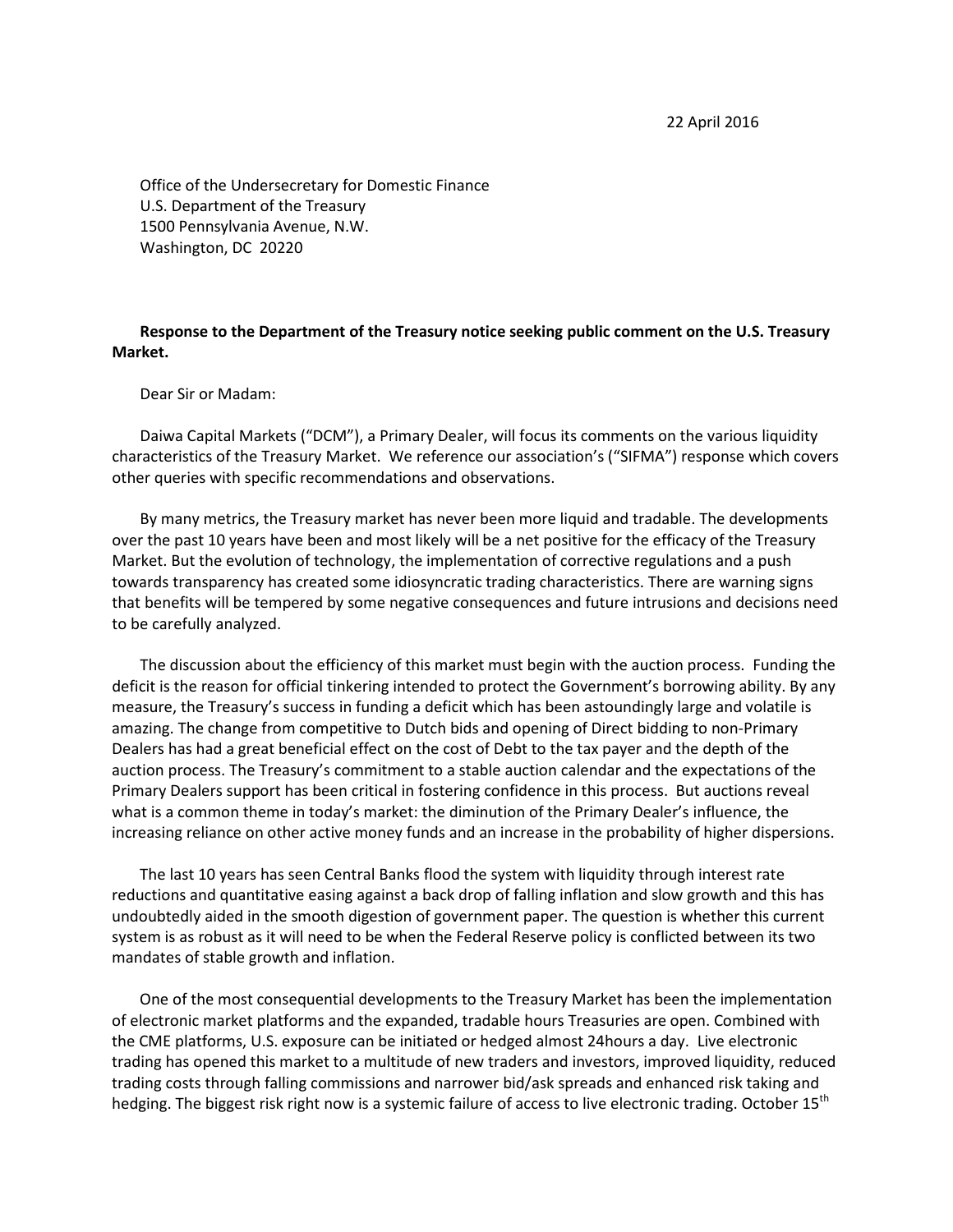22 April 2016

Office of the Undersecretary for Domestic Finance
U.S. Department of the Treasury
1500 Pennsylvania Avenue, N.W.
Washington, DC 20220

**Response to the Department of the Treasury notice seeking public comment on the U.S. Treasury Market.**

Dear Sir or Madam:

Daiwa Capital Markets ("DCM"), a Primary Dealer, will focus its comments on the various liquidity characteristics of the Treasury Market. We reference our association's ("SIFMA") response which covers other queries with specific recommendations and observations.

By many metrics, the Treasury market has never been more liquid and tradable. The developments over the past 10 years have been and most likely will be a net positive for the efficacy of the Treasury Market. But the evolution of technology, the implementation of corrective regulations and a push towards transparency has created some idiosyncratic trading characteristics. There are warning signs that benefits will be tempered by some negative consequences and future intrusions and decisions need to be carefully analyzed.

The discussion about the efficiency of this market must begin with the auction process. Funding the deficit is the reason for official tinkering intended to protect the Government's borrowing ability. By any measure, the Treasury's success in funding a deficit which has been astoundingly large and volatile is amazing. The change from competitive to Dutch bids and opening of Direct bidding to non-Primary Dealers has had a great beneficial effect on the cost of Debt to the tax payer and the depth of the auction process. The Treasury's commitment to a stable auction calendar and the expectations of the Primary Dealers support has been critical in fostering confidence in this process. But auctions reveal what is a common theme in today's market: the diminution of the Primary Dealer's influence, the increasing reliance on other active money funds and an increase in the probability of higher dispersions.

The last 10 years has seen Central Banks flood the system with liquidity through interest rate reductions and quantitative easing against a back drop of falling inflation and slow growth and this has undoubtedly aided in the smooth digestion of government paper. The question is whether this current system is as robust as it will need to be when the Federal Reserve policy is conflicted between its two mandates of stable growth and inflation.

One of the most consequential developments to the Treasury Market has been the implementation of electronic market platforms and the expanded, tradable hours Treasuries are open. Combined with the CME platforms, U.S. exposure can be initiated or hedged almost 24hours a day. Live electronic trading has opened this market to a multitude of new traders and investors, improved liquidity, reduced trading costs through falling commissions and narrower bid/ask spreads and enhanced risk taking and hedging. The biggest risk right now is a systemic failure of access to live electronic trading. October 15th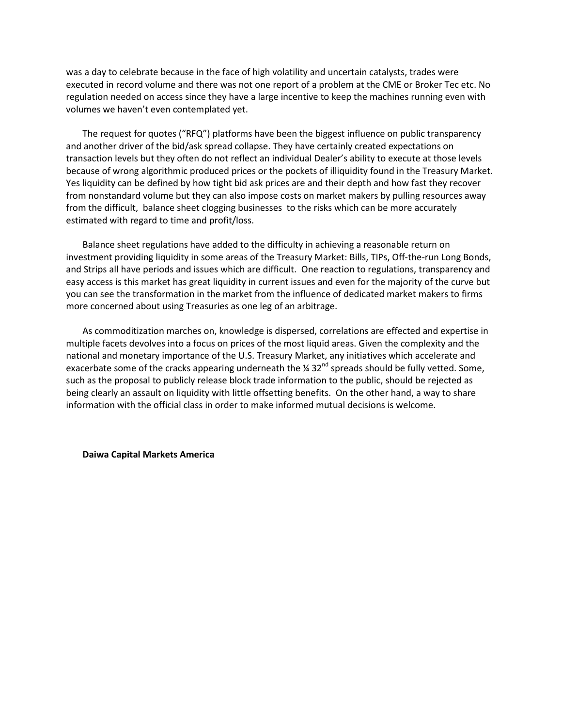was a day to celebrate because in the face of high volatility and uncertain catalysts, trades were executed in record volume and there was not one report of a problem at the CME or Broker Tec etc. No regulation needed on access since they have a large incentive to keep the machines running even with volumes we haven't even contemplated yet.

The request for quotes ("RFQ") platforms have been the biggest influence on public transparency and another driver of the bid/ask spread collapse. They have certainly created expectations on transaction levels but they often do not reflect an individual Dealer's ability to execute at those levels because of wrong algorithmic produced prices or the pockets of illiquidity found in the Treasury Market. Yes liquidity can be defined by how tight bid ask prices are and their depth and how fast they recover from nonstandard volume but they can also impose costs on market makers by pulling resources away from the difficult, balance sheet clogging businesses to the risks which can be more accurately estimated with regard to time and profit/loss.

Balance sheet regulations have added to the difficulty in achieving a reasonable return on investment providing liquidity in some areas of the Treasury Market: Bills, TIPs, Off-the-run Long Bonds, and Strips all have periods and issues which are difficult. One reaction to regulations, transparency and easy access is this market has great liquidity in current issues and even for the majority of the curve but you can see the transformation in the market from the influence of dedicated market makers to firms more concerned about using Treasuries as one leg of an arbitrage.

As commoditization marches on, knowledge is dispersed, correlations are effected and expertise in multiple facets devolves into a focus on prices of the most liquid areas. Given the complexity and the national and monetary importance of the U.S. Treasury Market, any initiatives which accelerate and exacerbate some of the cracks appearing underneath the ¼ 32nd spreads should be fully vetted. Some, such as the proposal to publicly release block trade information to the public, should be rejected as being clearly an assault on liquidity with little offsetting benefits. On the other hand, a way to share information with the official class in order to make informed mutual decisions is welcome.

**Daiwa Capital Markets America**